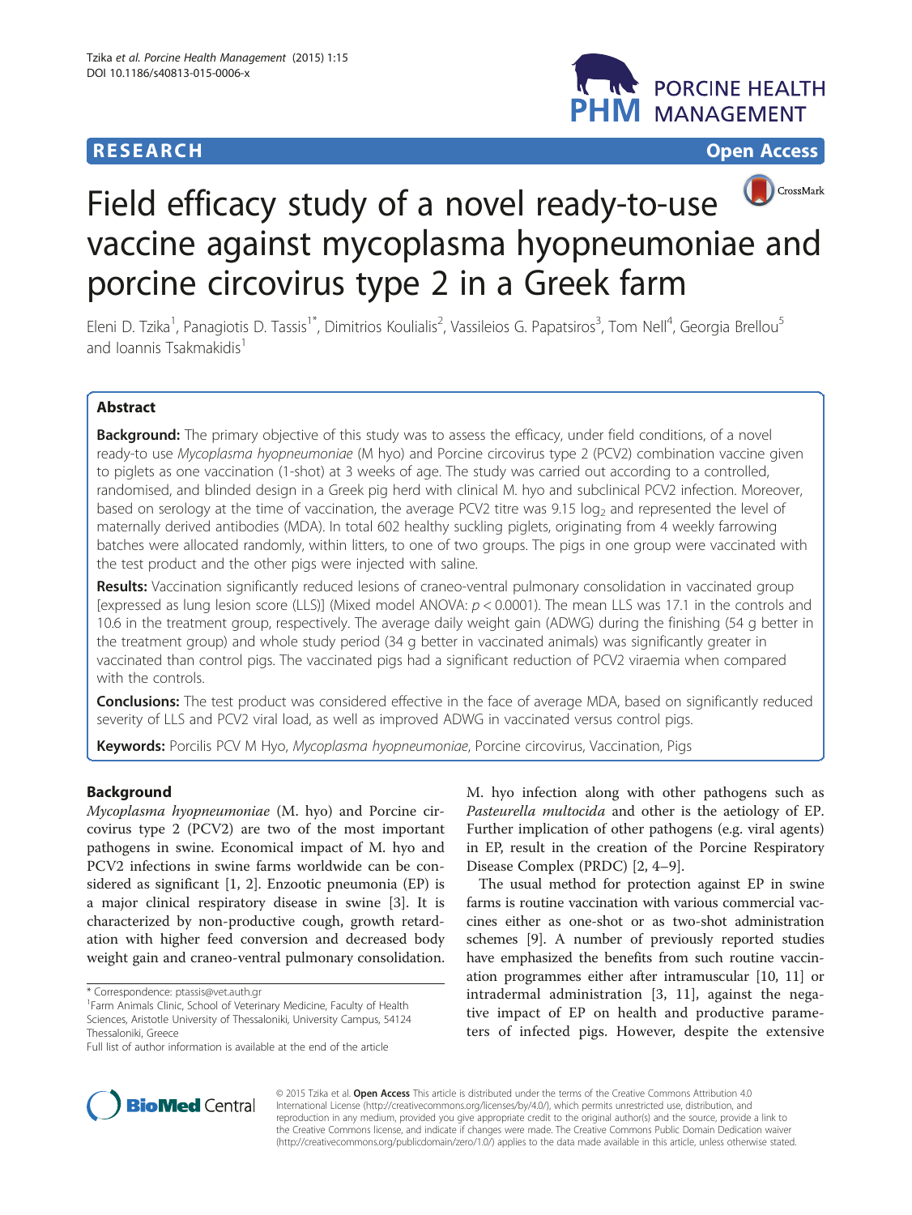**RESEARCH** **Open Access**

# Field efficacy study of a novel ready-to-use vaccine against mycoplasma hyopneumoniae and porcine circovirus type 2 in a Greek farm

Eleni D. Tzika[1], Panagiotis D. Tassis[1*], Dimitrios Koulialis[2], Vassileios G. Papatsiros[3], Tom Nell[4], Georgia Brellou[5] and Ioannis Tsakmakidis[1]

## Abstract

**Background:** The primary objective of this study was to assess the efficacy, under field conditions, of a novel ready-to use *Mycoplasma hyopneumoniae* (M hyo) and Porcine circovirus type 2 (PCV2) combination vaccine given to piglets as one vaccination (1-shot) at 3 weeks of age. The study was carried out according to a controlled, randomised, and blinded design in a Greek pig herd with clinical M. hyo and subclinical PCV2 infection. Moreover, based on serology at the time of vaccination, the average PCV2 titre was 9.15 $\log_2$ and represented the level of maternally derived antibodies (MDA). In total 602 healthy suckling piglets, originating from 4 weekly farrowing batches were allocated randomly, within litters, to one of two groups. The pigs in one group were vaccinated with the test product and the other pigs were injected with saline.

**Results:** Vaccination significantly reduced lesions of craneo-ventral pulmonary consolidation in vaccinated group [expressed as lung lesion score (LLS)] (Mixed model ANOVA: $p < 0.0001$). The mean LLS was 17.1 in the controls and 10.6 in the treatment group, respectively. The average daily weight gain (ADWG) during the finishing (54 g better in the treatment group) and whole study period (34 g better in vaccinated animals) was significantly greater in vaccinated than control pigs. The vaccinated pigs had a significant reduction of PCV2 viraemia when compared with the controls.

**Conclusions:** The test product was considered effective in the face of average MDA, based on significantly reduced severity of LLS and PCV2 viral load, as well as improved ADWG in vaccinated versus control pigs.

**Keywords:** Porcilis PCV M Hyo, *Mycoplasma hyopneumoniae*, Porcine circovirus, Vaccination, Pigs

## Background

*Mycoplasma hyopneumoniae* (M. hyo) and Porcine circovirus type 2 (PCV2) are two of the most important pathogens in swine. Economical impact of M. hyo and PCV2 infections in swine farms worldwide can be considered as significant [1, 2]. Enzootic pneumonia (EP) is a major clinical respiratory disease in swine [3]. It is characterized by non-productive cough, growth retardation with higher feed conversion and decreased body weight gain and craneo-ventral pulmonary consolidation. M. hyo infection along with other pathogens such as *Pasteurella multocida* and other is the aetiology of EP. Further implication of other pathogens (e.g. viral agents) in EP, result in the creation of the Porcine Respiratory Disease Complex (PRDC) [2, 4–9].

The usual method for protection against EP in swine farms is routine vaccination with various commercial vaccines either as one-shot or as two-shot administration schemes [9]. A number of previously reported studies have emphasized the benefits from such routine vaccination programmes either after intramuscular [10, 11] or intradermal administration [3, 11], against the negative impact of EP on health and productive parameters of infected pigs. However, despite the extensive

\* Correspondence: ptassis@vet.auth.gr
[1]Farm Animals Clinic, School of Veterinary Medicine, Faculty of Health Sciences, Aristotle University of Thessaloniki, University Campus, 54124 Thessaloniki, Greece
Full list of author information is available at the end of the article

© 2015 Tzika et al. **Open Access** This article is distributed under the terms of the Creative Commons Attribution 4.0 International License (http://creativecommons.org/licenses/by/4.0/), which permits unrestricted use, distribution, and reproduction in any medium, provided you give appropriate credit to the original author(s) and the source, provide a link to the Creative Commons license, and indicate if changes were made. The Creative Commons Public Domain Dedication waiver (http://creativecommons.org/publicdomain/zero/1.0/) applies to the data made available in this article, unless otherwise stated.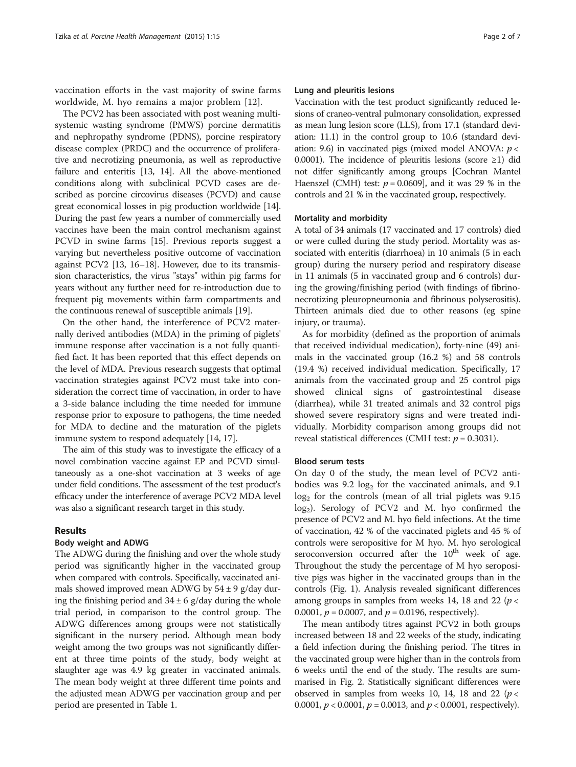vaccination efforts in the vast majority of swine farms worldwide, M. hyo remains a major problem [12].

The PCV2 has been associated with post weaning multisystemic wasting syndrome (PMWS) porcine dermatitis and nephropathy syndrome (PDNS), porcine respiratory disease complex (PRDC) and the occurrence of proliferative and necrotizing pneumonia, as well as reproductive failure and enteritis [13, 14]. All the above-mentioned conditions along with subclinical PCVD cases are described as porcine circovirus diseases (PCVD) and cause great economical losses in pig production worldwide [14]. During the past few years a number of commercially used vaccines have been the main control mechanism against PCVD in swine farms [15]. Previous reports suggest a varying but nevertheless positive outcome of vaccination against PCV2 [13, 16–18]. However, due to its transmission characteristics, the virus "stays" within pig farms for years without any further need for re-introduction due to frequent pig movements within farm compartments and the continuous renewal of susceptible animals [19].

On the other hand, the interference of PCV2 maternally derived antibodies (MDA) in the priming of piglets' immune response after vaccination is a not fully quantified fact. It has been reported that this effect depends on the level of MDA. Previous research suggests that optimal vaccination strategies against PCV2 must take into consideration the correct time of vaccination, in order to have a 3-side balance including the time needed for immune response prior to exposure to pathogens, the time needed for MDA to decline and the maturation of the piglets immune system to respond adequately [14, 17].

The aim of this study was to investigate the efficacy of a novel combination vaccine against EP and PCVD simultaneously as a one-shot vaccination at 3 weeks of age under field conditions. The assessment of the test product's efficacy under the interference of average PCV2 MDA level was also a significant research target in this study.

## Results

### Body weight and ADWG

The ADWG during the finishing and over the whole study period was significantly higher in the vaccinated group when compared with controls. Specifically, vaccinated animals showed improved mean ADWG by 54 ± 9 g/day during the finishing period and 34 ± 6 g/day during the whole trial period, in comparison to the control group. The ADWG differences among groups were not statistically significant in the nursery period. Although mean body weight among the two groups was not significantly different at three time points of the study, body weight at slaughter age was 4.9 kg greater in vaccinated animals. The mean body weight at three different time points and the adjusted mean ADWG per vaccination group and per period are presented in Table 1.

### Lung and pleuritis lesions

Vaccination with the test product significantly reduced lesions of craneo-ventral pulmonary consolidation, expressed as mean lung lesion score (LLS), from 17.1 (standard deviation: 11.1) in the control group to 10.6 (standard deviation: 9.6) in vaccinated pigs (mixed model ANOVA: $p < 0.0001$). The incidence of pleuritis lesions (score ≥1) did not differ significantly among groups [Cochran Mantel Haenszel (CMH) test: $p = 0.0609$], and it was 29 % in the controls and 21 % in the vaccinated group, respectively.

### Mortality and morbidity

A total of 34 animals (17 vaccinated and 17 controls) died or were culled during the study period. Mortality was associated with enteritis (diarrhoea) in 10 animals (5 in each group) during the nursery period and respiratory disease in 11 animals (5 in vaccinated group and 6 controls) during the growing/finishing period (with findings of fibrinonecrotizing pleuropneumonia and fibrinous polyserositis). Thirteen animals died due to other reasons (eg spine injury, or trauma).

As for morbidity (defined as the proportion of animals that received individual medication), forty-nine (49) animals in the vaccinated group (16.2 %) and 58 controls (19.4 %) received individual medication. Specifically, 17 animals from the vaccinated group and 25 control pigs showed clinical signs of gastrointestinal disease (diarrhea), while 31 treated animals and 32 control pigs showed severe respiratory signs and were treated individually. Morbidity comparison among groups did not reveal statistical differences (CMH test: $p = 0.3031$).

### Blood serum tests

On day 0 of the study, the mean level of PCV2 antibodies was 9.2 $\log_2$ for the vaccinated animals, and 9.1 $\log_2$ for the controls (mean of all trial piglets was 9.15 $\log_2$). Serology of PCV2 and M. hyo confirmed the presence of PCV2 and M. hyo field infections. At the time of vaccination, 42 % of the vaccinated piglets and 45 % of controls were seropositive for M hyo. M. hyo serological seroconversion occurred after the 10$^{th}$ week of age. Throughout the study the percentage of M hyo seropositive pigs was higher in the vaccinated groups than in the controls (Fig. 1). Analysis revealed significant differences among groups in samples from weeks 14, 18 and 22 ($p < 0.0001$, $p = 0.0007$, and $p = 0.0196$, respectively).

The mean antibody titres against PCV2 in both groups increased between 18 and 22 weeks of the study, indicating a field infection during the finishing period. The titres in the vaccinated group were higher than in the controls from 6 weeks until the end of the study. The results are summarised in Fig. 2. Statistically significant differences were observed in samples from weeks 10, 14, 18 and 22 ($p < 0.0001$, $p < 0.0001$, $p = 0.0013$, and $p < 0.0001$, respectively).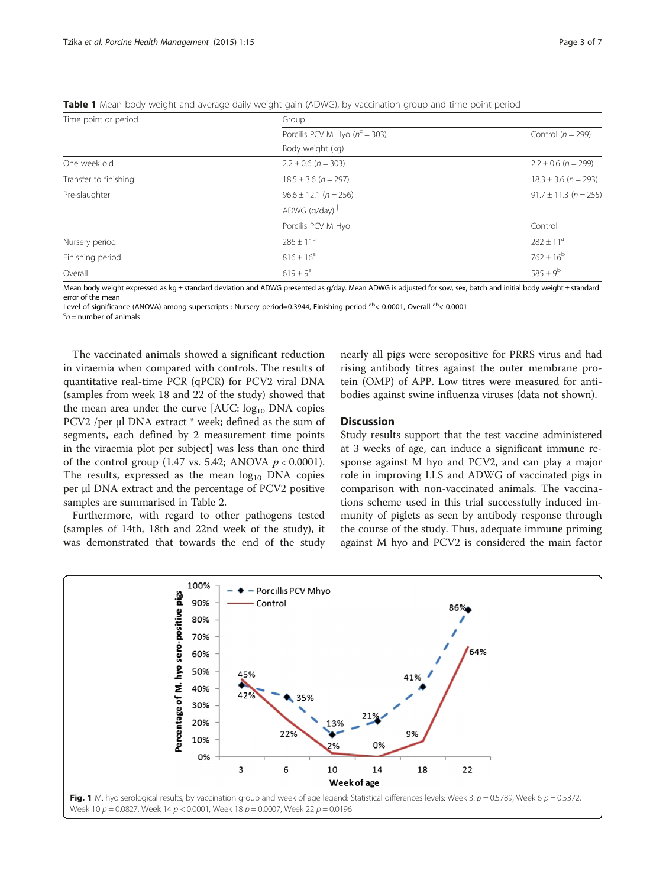**Table 1** Mean body weight and average daily weight gain (ADWG), by vaccination group and time point-period

| Time point or period | Group | |
|---|---|---|
| | Porcilis PCV M Hyo ($n^c = 303$) | Control ($n = 299$) |
| | Body weight (kg) | |
| One week old | 2.2 ± 0.6 ($n = 303$) | 2.2 ± 0.6 ($n = 299$) |
| Transfer to finishing | 18.5 ± 3.6 ($n = 297$) | 18.3 ± 3.6 ($n = 293$) |
| Pre-slaughter | 96.6 ± 12.1 ($n = 256$) | 91.7 ± 11.3 ($n = 255$) |
| | ADWG (g/day) | |
| | Porcilis PCV M Hyo | Control |
| Nursery period | 286 ± 11[a] | 282 ± 11[a] |
| Finishing period | 816 ± 16[a] | 762 ± 16[b] |
| Overall | 619 ± 9[a] | 585 ± 9[b] |

Mean body weight expressed as kg ± standard deviation and ADWG presented as g/day. Mean ADWG is adjusted for sow, sex, batch and initial body weight ± standard error of the mean

Level of significance (ANOVA) among superscripts : Nursery period=0.3944, Finishing period [ab]< 0.0001, Overall [ab]< 0.0001

[c]$n$ = number of animals

The vaccinated animals showed a significant reduction in viraemia when compared with controls. The results of quantitative real-time PCR (qPCR) for PCV2 viral DNA (samples from week 18 and 22 of the study) showed that the mean area under the curve [AUC: $\log_{10}$ DNA copies PCV2 /per μl DNA extract * week; defined as the sum of segments, each defined by 2 measurement time points in the viraemia plot per subject] was less than one third of the control group (1.47 vs. 5.42; ANOVA $p < 0.0001$). The results, expressed as the mean $\log_{10}$ DNA copies per μl DNA extract and the percentage of PCV2 positive samples are summarised in Table 2.

Furthermore, with regard to other pathogens tested (samples of 14th, 18th and 22nd week of the study), it was demonstrated that towards the end of the study nearly all pigs were seropositive for PRRS virus and had rising antibody titres against the outer membrane protein (OMP) of APP. Low titres were measured for antibodies against swine influenza viruses (data not shown).

## Discussion

Study results support that the test vaccine administered at 3 weeks of age, can induce a significant immune response against M hyo and PCV2, and can play a major role in improving LLS and ADWG of vaccinated pigs in comparison with non-vaccinated animals. The vaccinations scheme used in this trial successfully induced immunity of piglets as seen by antibody response through the course of the study. Thus, adequate immune priming against M hyo and PCV2 is considered the main factor

**Fig. 1** M. hyo serological results, by vaccination group and week of age legend: Statistical differences levels: Week 3: $p = 0.5789$, Week 6 $p = 0.5372$, Week 10 $p = 0.0827$, Week 14 $p < 0.0001$, Week 18 $p = 0.0007$, Week 22 $p = 0.0196$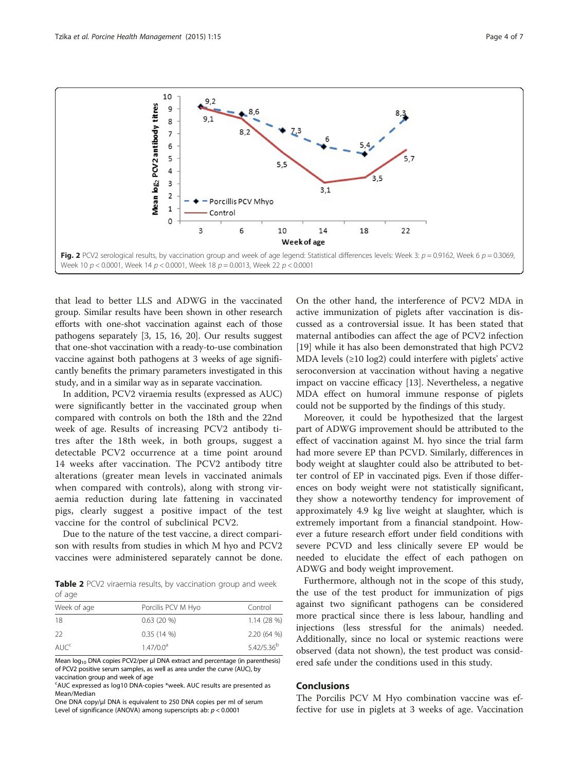Fig. 2 PCV2 serological results, by vaccination group and week of age legend: Statistical differences levels: Week 3: $p = 0.9162$, Week 6 $p = 0.3069$, Week 10 $p < 0.0001$, Week 14 $p < 0.0001$, Week 18 $p = 0.0013$, Week 22 $p < 0.0001$

that lead to better LLS and ADWG in the vaccinated group. Similar results have been shown in other research efforts with one-shot vaccination against each of those pathogens separately [3, 15, 16, 20]. Our results suggest that one-shot vaccination with a ready-to-use combination vaccine against both pathogens at 3 weeks of age significantly benefits the primary parameters investigated in this study, and in a similar way as in separate vaccination.

In addition, PCV2 viraemia results (expressed as AUC) were significantly better in the vaccinated group when compared with controls on both the 18th and the 22nd week of age. Results of increasing PCV2 antibody titres after the 18th week, in both groups, suggest a detectable PCV2 occurrence at a time point around 14 weeks after vaccination. The PCV2 antibody titre alterations (greater mean levels in vaccinated animals when compared with controls), along with strong viraemia reduction during late fattening in vaccinated pigs, clearly suggest a positive impact of the test vaccine for the control of subclinical PCV2.

Due to the nature of the test vaccine, a direct comparison with results from studies in which M hyo and PCV2 vaccines were administered separately cannot be done. On the other hand, the interference of PCV2 MDA in active immunization of piglets after vaccination is discussed as a controversial issue. It has been stated that maternal antibodies can affect the age of PCV2 infection [19] while it has also been demonstrated that high PCV2 MDA levels (≥10 log2) could interfere with piglets' active seroconversion at vaccination without having a negative impact on vaccine efficacy [13]. Nevertheless, a negative MDA effect on humoral immune response of piglets could not be supported by the findings of this study.

**Table 2** PCV2 viraemia results, by vaccination group and week of age

| Week of age | Porcilis PCV M Hyo | Control |
| --- | --- | --- |
| 18 | 0.63 (20 %) | 1.14 (28 %) |
| 22 | 0.35 (14 %) | 2.20 (64 %) |
| AUC[c] | 1.47/0.0[a] | 5.42/5.36[b] |

Mean $log_{10}$ DNA copies PCV2/per μl DNA extract and percentage (in parenthesis) of PCV2 positive serum samples, as well as area under the curve (AUC), by vaccination group and week of age

[c]AUC expressed as log10 DNA-copies *week. AUC results are presented as Mean/Median

One DNA copy/μl DNA is equivalent to 250 DNA copies per ml of serum

Level of significance (ANOVA) among superscripts ab: $p < 0.0001$

Moreover, it could be hypothesized that the largest part of ADWG improvement should be attributed to the effect of vaccination against M. hyo since the trial farm had more severe EP than PCVD. Similarly, differences in body weight at slaughter could also be attributed to better control of EP in vaccinated pigs. Even if those differences on body weight were not statistically significant, they show a noteworthy tendency for improvement of approximately 4.9 kg live weight at slaughter, which is extremely important from a financial standpoint. However a future research effort under field conditions with severe PCVD and less clinically severe EP would be needed to elucidate the effect of each pathogen on ADWG and body weight improvement.

Furthermore, although not in the scope of this study, the use of the test product for immunization of pigs against two significant pathogens can be considered more practical since there is less labour, handling and injections (less stressful for the animals) needed. Additionally, since no local or systemic reactions were observed (data not shown), the test product was considered safe under the conditions used in this study.

## Conclusions

The Porcilis PCV M Hyo combination vaccine was effective for use in piglets at 3 weeks of age. Vaccination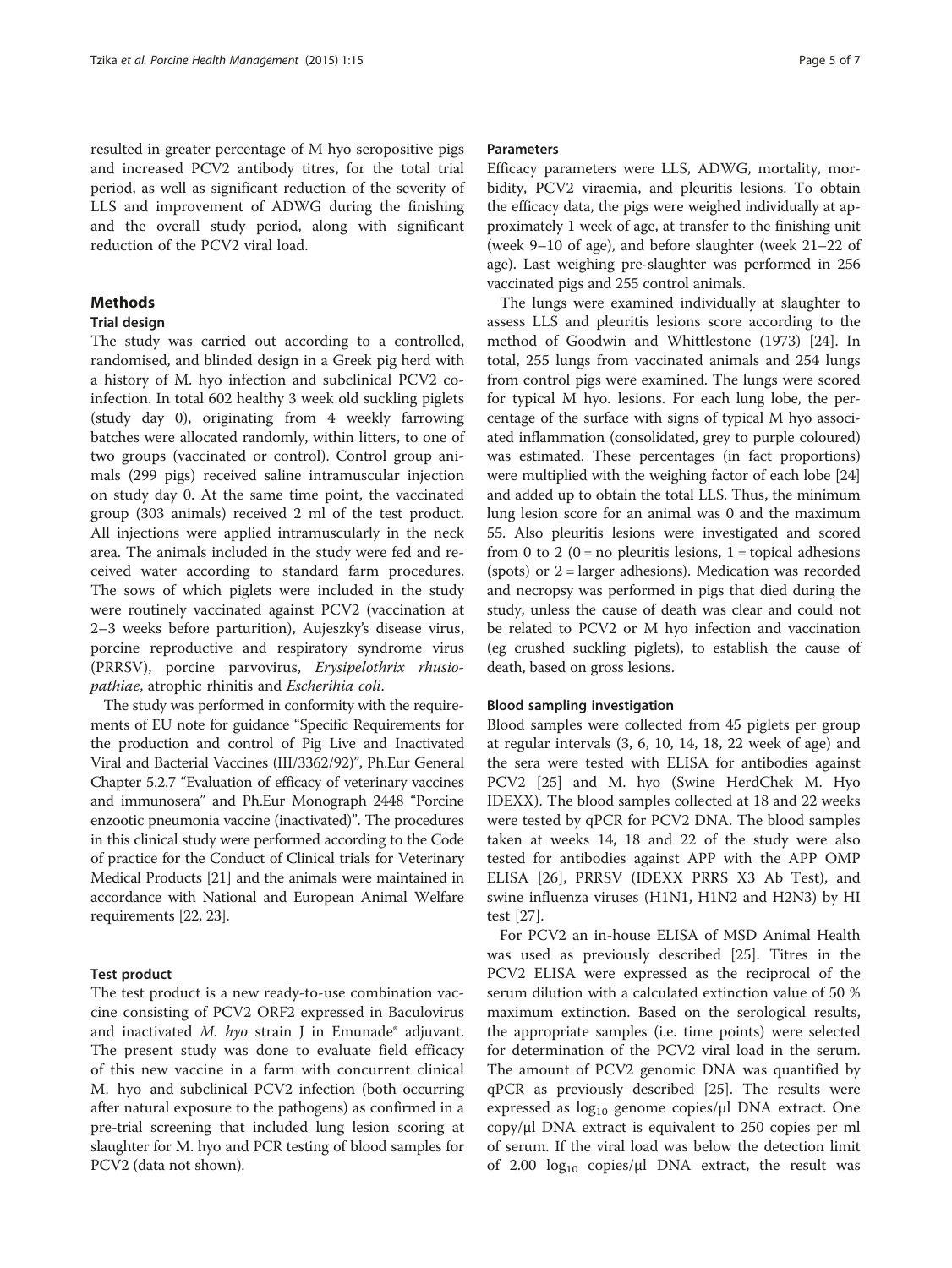resulted in greater percentage of M hyo seropositive pigs and increased PCV2 antibody titres, for the total trial period, as well as significant reduction of the severity of LLS and improvement of ADWG during the finishing and the overall study period, along with significant reduction of the PCV2 viral load.

## Methods

### Trial design

The study was carried out according to a controlled, randomised, and blinded design in a Greek pig herd with a history of M. hyo infection and subclinical PCV2 co-infection. In total 602 healthy 3 week old suckling piglets (study day 0), originating from 4 weekly farrowing batches were allocated randomly, within litters, to one of two groups (vaccinated or control). Control group animals (299 pigs) received saline intramuscular injection on study day 0. At the same time point, the vaccinated group (303 animals) received 2 ml of the test product. All injections were applied intramuscularly in the neck area. The animals included in the study were fed and received water according to standard farm procedures. The sows of which piglets were included in the study were routinely vaccinated against PCV2 (vaccination at 2–3 weeks before parturition), Aujeszky's disease virus, porcine reproductive and respiratory syndrome virus (PRRSV), porcine parvovirus, *Erysipelothrix rhusiopathiae*, atrophic rhinitis and *Escherihia coli*.

The study was performed in conformity with the requirements of EU note for guidance "Specific Requirements for the production and control of Pig Live and Inactivated Viral and Bacterial Vaccines (III/3362/92)", Ph.Eur General Chapter 5.2.7 "Evaluation of efficacy of veterinary vaccines and immunosera" and Ph.Eur Monograph 2448 "Porcine enzootic pneumonia vaccine (inactivated)". The procedures in this clinical study were performed according to the Code of practice for the Conduct of Clinical trials for Veterinary Medical Products [21] and the animals were maintained in accordance with National and European Animal Welfare requirements [22, 23].

### Test product

The test product is a new ready-to-use combination vaccine consisting of PCV2 ORF2 expressed in Baculovirus and inactivated *M. hyo* strain J in Emunade® adjuvant. The present study was done to evaluate field efficacy of this new vaccine in a farm with concurrent clinical M. hyo and subclinical PCV2 infection (both occurring after natural exposure to the pathogens) as confirmed in a pre-trial screening that included lung lesion scoring at slaughter for M. hyo and PCR testing of blood samples for PCV2 (data not shown).

### Parameters

Efficacy parameters were LLS, ADWG, mortality, morbidity, PCV2 viraemia, and pleuritis lesions. To obtain the efficacy data, the pigs were weighed individually at approximately 1 week of age, at transfer to the finishing unit (week 9–10 of age), and before slaughter (week 21–22 of age). Last weighing pre-slaughter was performed in 256 vaccinated pigs and 255 control animals.

The lungs were examined individually at slaughter to assess LLS and pleuritis lesions score according to the method of Goodwin and Whittlestone (1973) [24]. In total, 255 lungs from vaccinated animals and 254 lungs from control pigs were examined. The lungs were scored for typical M hyo. lesions. For each lung lobe, the percentage of the surface with signs of typical M hyo associated inflammation (consolidated, grey to purple coloured) was estimated. These percentages (in fact proportions) were multiplied with the weighing factor of each lobe [24] and added up to obtain the total LLS. Thus, the minimum lung lesion score for an animal was 0 and the maximum 55. Also pleuritis lesions were investigated and scored from 0 to 2 (0 = no pleuritis lesions, 1 = topical adhesions (spots) or 2 = larger adhesions). Medication was recorded and necropsy was performed in pigs that died during the study, unless the cause of death was clear and could not be related to PCV2 or M hyo infection and vaccination (eg crushed suckling piglets), to establish the cause of death, based on gross lesions.

### Blood sampling investigation

Blood samples were collected from 45 piglets per group at regular intervals (3, 6, 10, 14, 18, 22 week of age) and the sera were tested with ELISA for antibodies against PCV2 [25] and M. hyo (Swine HerdChek M. Hyo IDEXX). The blood samples collected at 18 and 22 weeks were tested by qPCR for PCV2 DNA. The blood samples taken at weeks 14, 18 and 22 of the study were also tested for antibodies against APP with the APP OMP ELISA [26], PRRSV (IDEXX PRRS X3 Ab Test), and swine influenza viruses (H1N1, H1N2 and H2N3) by HI test [27].

For PCV2 an in-house ELISA of MSD Animal Health was used as previously described [25]. Titres in the PCV2 ELISA were expressed as the reciprocal of the serum dilution with a calculated extinction value of 50 % maximum extinction. Based on the serological results, the appropriate samples (i.e. time points) were selected for determination of the PCV2 viral load in the serum. The amount of PCV2 genomic DNA was quantified by qPCR as previously described [25]. The results were expressed as $\log_{10}$ genome copies/μl DNA extract. One copy/μl DNA extract is equivalent to 250 copies per ml of serum. If the viral load was below the detection limit of 2.00 $\log_{10}$ copies/μl DNA extract, the result was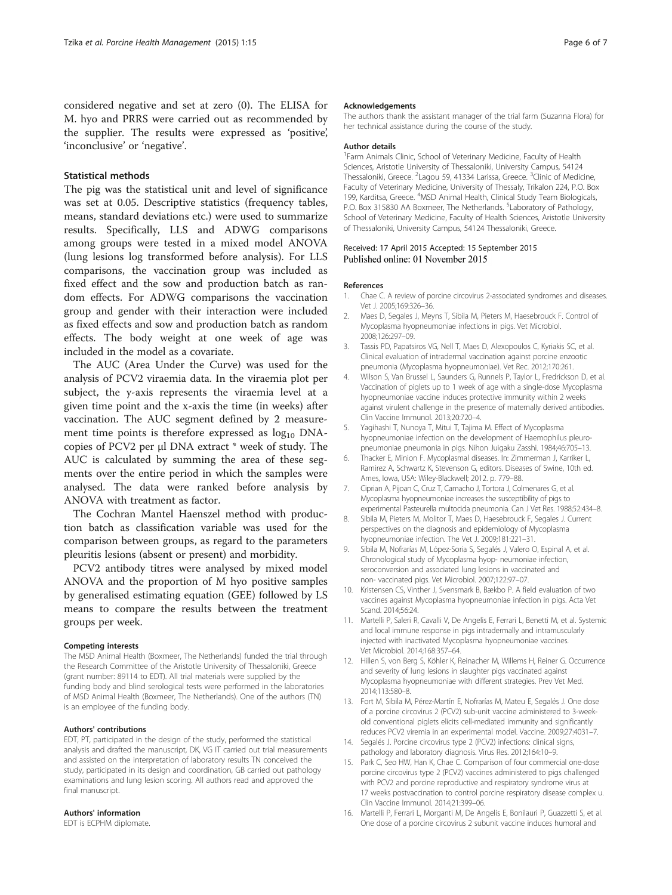considered negative and set at zero (0). The ELISA for M. hyo and PRRS were carried out as recommended by the supplier. The results were expressed as 'positive', 'inconclusive' or 'negative'.

### Statistical methods

The pig was the statistical unit and level of significance was set at 0.05. Descriptive statistics (frequency tables, means, standard deviations etc.) were used to summarize results. Specifically, LLS and ADWG comparisons among groups were tested in a mixed model ANOVA (lung lesions log transformed before analysis). For LLS comparisons, the vaccination group was included as fixed effect and the sow and production batch as random effects. For ADWG comparisons the vaccination group and gender with their interaction were included as fixed effects and sow and production batch as random effects. The body weight at one week of age was included in the model as a covariate.

The AUC (Area Under the Curve) was used for the analysis of PCV2 viraemia data. In the viraemia plot per subject, the y-axis represents the viraemia level at a given time point and the x-axis the time (in weeks) after vaccination. The AUC segment defined by 2 measurement time points is therefore expressed as $\log_{10}$ DNA-copies of PCV2 per μl DNA extract * week of study. The AUC is calculated by summing the area of these segments over the entire period in which the samples were analysed. The data were ranked before analysis by ANOVA with treatment as factor.

The Cochran Mantel Haenszel method with production batch as classification variable was used for the comparison between groups, as regard to the parameters pleuritis lesions (absent or present) and morbidity.

PCV2 antibody titres were analysed by mixed model ANOVA and the proportion of M hyo positive samples by generalised estimating equation (GEE) followed by LS means to compare the results between the treatment groups per week.

#### Competing interests

The MSD Animal Health (Boxmeer, The Netherlands) funded the trial through the Research Committee of the Aristotle University of Thessaloniki, Greece (grant number: 89114 to EDT). All trial materials were supplied by the funding body and blind serological tests were performed in the laboratories of MSD Animal Health (Boxmeer, The Netherlands). One of the authors (TN) is an employee of the funding body.

#### Authors' contributions

EDT, PT, participated in the design of the study, performed the statistical analysis and drafted the manuscript, DK, VG IT carried out trial measurements and assisted on the interpretation of laboratory results TN conceived the study, participated in its design and coordination, GB carried out pathology examinations and lung lesion scoring. All authors read and approved the final manuscript.

#### Authors' information

EDT is ECPHM diplomate.

#### Acknowledgements

The authors thank the assistant manager of the trial farm (Suzanna Flora) for her technical assistance during the course of the study.

#### Author details

[1]Farm Animals Clinic, School of Veterinary Medicine, Faculty of Health Sciences, Aristotle University of Thessaloniki, University Campus, 54124 Thessaloniki, Greece. [2]Lagou 59, 41334 Larissa, Greece. [3]Clinic of Medicine, Faculty of Veterinary Medicine, University of Thessaly, Trikalon 224, P.O. Box 199, Karditsa, Greece. [4]MSD Animal Health, Clinical Study Team Biologicals, P.O. Box 315830 AA Boxmeer, The Netherlands. [5]Laboratory of Pathology, School of Veterinary Medicine, Faculty of Health Sciences, Aristotle University of Thessaloniki, University Campus, 54124 Thessaloniki, Greece.

Received: 17 April 2015 Accepted: 15 September 2015
Published online: 01 November 2015

#### References

1. Chae C. A review of porcine circovirus 2-associated syndromes and diseases. Vet J. 2005;169:326–36.
2. Maes D, Segales J, Meyns T, Sibila M, Pieters M, Haesebrouck F. Control of Mycoplasma hyopneumoniae infections in pigs. Vet Microbiol. 2008;126:297–09.
3. Tassis PD, Papatsiros VG, Nell T, Maes D, Alexopoulos C, Kyriakis SC, et al. Clinical evaluation of intradermal vaccination against porcine enzootic pneumonia (Mycoplasma hyopneumoniae). Vet Rec. 2012;170:261.
4. Wilson S, Van Brussel L, Saunders G, Runnels P, Taylor L, Fredrickson D, et al. Vaccination of piglets up to 1 week of age with a single-dose Mycoplasma hyopneumoniae vaccine induces protective immunity within 2 weeks against virulent challenge in the presence of maternally derived antibodies. Clin Vaccine Immunol. 2013;20:720–4.
5. Yagihashi T, Nunoya T, Mitui T, Tajima M. Effect of Mycoplasma hyopneumoniae infection on the development of Haemophilus pleuropneumoniae pneumonia in pigs. Nihon Juigaku Zasshi. 1984;46:705–13.
6. Thacker E, Minion F. Mycoplasmal diseases. In: Zimmerman J, Karriker L, Ramirez A, Schwartz K, Stevenson G, editors. Diseases of Swine, 10th ed. Ames, Iowa, USA: Wiley-Blackwell; 2012. p. 779–88.
7. Ciprian A, Pijoan C, Cruz T, Camacho J, Tortora J, Colmenares G, et al. Mycoplasma hyopneumoniae increases the susceptibility of pigs to experimental Pasteurella multocida pneumonia. Can J Vet Res. 1988;52:434–8.
8. Sibila M, Pieters M, Molitor T, Maes D, Haesebrouck F, Segales J. Current perspectives on the diagnosis and epidemiology of Mycoplasma hyopneumoniae infection. The Vet J. 2009;181:221–31.
9. Sibila M, Nofrarías M, López-Soria S, Segalés J, Valero O, Espinal A, et al. Chronological study of Mycoplasma hyop- neumoniae infection, seroconversion and associated lung lesions in vaccinated and non- vaccinated pigs. Vet Microbiol. 2007;122:97–07.
10. Kristensen CS, Vinther J, Svensmark B, Bækbo P. A field evaluation of two vaccines against Mycoplasma hyopneumoniae infection in pigs. Acta Vet Scand. 2014;56:24.
11. Martelli P, Saleri R, Cavalli V, De Angelis E, Ferrari L, Benetti M, et al. Systemic and local immune response in pigs intradermally and intramuscularly injected with inactivated Mycoplasma hyopneumoniae vaccines. Vet Microbiol. 2014;168:357–64.
12. Hillen S, von Berg S, Köhler K, Reinacher M, Willems H, Reiner G. Occurrence and severity of lung lesions in slaughter pigs vaccinated against Mycoplasma hyopneumoniae with different strategies. Prev Vet Med. 2014;113:580–8.
13. Fort M, Sibila M, Pérez-Martín E, Nofrarías M, Mateu E, Segalés J. One dose of a porcine circovirus 2 (PCV2) sub-unit vaccine administered to 3-week-old conventional piglets elicits cell-mediated immunity and significantly reduces PCV2 viremia in an experimental model. Vaccine. 2009;27:4031–7.
14. Segalés J. Porcine circovirus type 2 (PCV2) infections: clinical signs, pathology and laboratory diagnosis. Virus Res. 2012;164:10–9.
15. Park C, Seo HW, Han K, Chae C. Comparison of four commercial one-dose porcine circovirus type 2 (PCV2) vaccines administered to pigs challenged with PCV2 and porcine reproductive and respiratory syndrome virus at 17 weeks postvaccination to control porcine respiratory disease complex u. Clin Vaccine Immunol. 2014;21:399–06.
16. Martelli P, Ferrari L, Morganti M, De Angelis E, Bonilauri P, Guazzetti S, et al. One dose of a porcine circovirus 2 subunit vaccine induces humoral and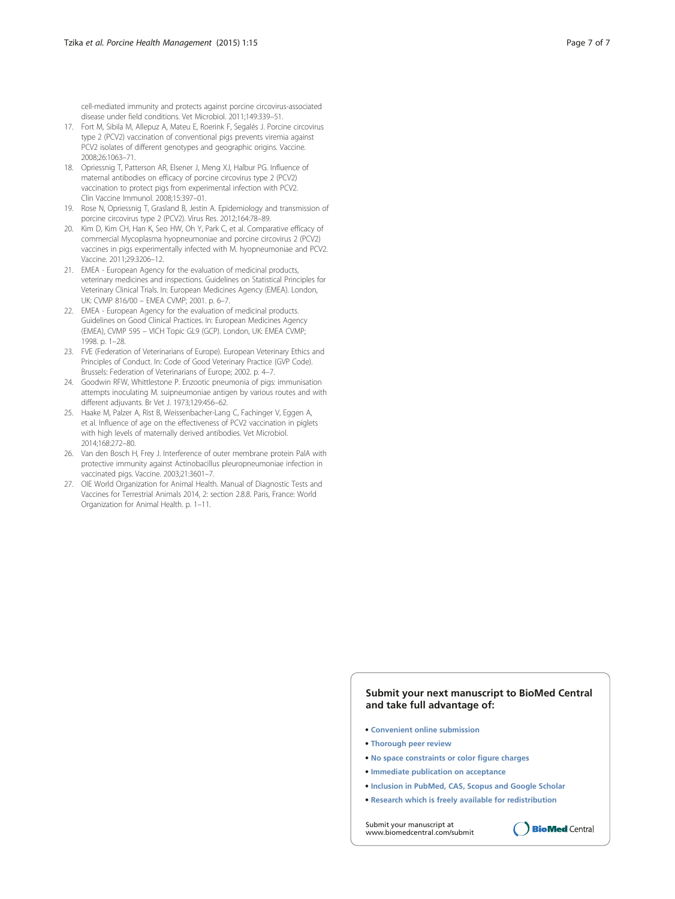cell-mediated immunity and protects against porcine circovirus-associated disease under field conditions. Vet Microbiol. 2011;149:339–51.

17. Fort M, Sibila M, Allepuz A, Mateu E, Roerink F, Segalés J. Porcine circovirus type 2 (PCV2) vaccination of conventional pigs prevents viremia against PCV2 isolates of different genotypes and geographic origins. Vaccine. 2008;26:1063–71.
18. Opriessnig T, Patterson AR, Elsener J, Meng XJ, Halbur PG. Influence of maternal antibodies on efficacy of porcine circovirus type 2 (PCV2) vaccination to protect pigs from experimental infection with PCV2. Clin Vaccine Immunol. 2008;15:397–01.
19. Rose N, Opriessnig T, Grasland B, Jestin A. Epidemiology and transmission of porcine circovirus type 2 (PCV2). Virus Res. 2012;164:78–89.
20. Kim D, Kim CH, Han K, Seo HW, Oh Y, Park C, et al. Comparative efficacy of commercial Mycoplasma hyopneumoniae and porcine circovirus 2 (PCV2) vaccines in pigs experimentally infected with M. hyopneumoniae and PCV2. Vaccine. 2011;29:3206–12.
21. EMEA - European Agency for the evaluation of medicinal products, veterinary medicines and inspections. Guidelines on Statistical Principles for Veterinary Clinical Trials. In: European Medicines Agency (EMEA). London, UK: CVMP 816/00 – EMEA CVMP; 2001. p. 6–7.
22. EMEA - European Agency for the evaluation of medicinal products. Guidelines on Good Clinical Practices. In: European Medicines Agency (EMEA), CVMP 595 – VICH Topic GL9 (GCP). London, UK: EMEA CVMP; 1998. p. 1–28.
23. FVE (Federation of Veterinarians of Europe). European Veterinary Ethics and Principles of Conduct. In: Code of Good Veterinary Practice (GVP Code). Brussels: Federation of Veterinarians of Europe; 2002. p. 4–7.
24. Goodwin RFW, Whittlestone P. Enzootic pneumonia of pigs: immunisation attempts inoculating M. suipneumoniae antigen by various routes and with different adjuvants. Br Vet J. 1973;129:456–62.
25. Haake M, Palzer A, Rist B, Weissenbacher-Lang C, Fachinger V, Eggen A, et al. Influence of age on the effectiveness of PCV2 vaccination in piglets with high levels of maternally derived antibodies. Vet Microbiol. 2014;168:272–80.
26. Van den Bosch H, Frey J. Interference of outer membrane protein PalA with protective immunity against Actinobacillus pleuropneumoniae infection in vaccinated pigs. Vaccine. 2003;21:3601–7.
27. OIE World Organization for Animal Health. Manual of Diagnostic Tests and Vaccines for Terrestrial Animals 2014, 2: section 2.8.8. Paris, France: World Organization for Animal Health. p. 1–11.

**Submit your next manuscript to BioMed Central and take full advantage of:**

- **Convenient online submission**
- **Thorough peer review**
- **No space constraints or color figure charges**
- **Immediate publication on acceptance**
- **Inclusion in PubMed, CAS, Scopus and Google Scholar**
- **Research which is freely available for redistribution**

Submit your manuscript at www.biomedcentral.com/submit

BioMed Central